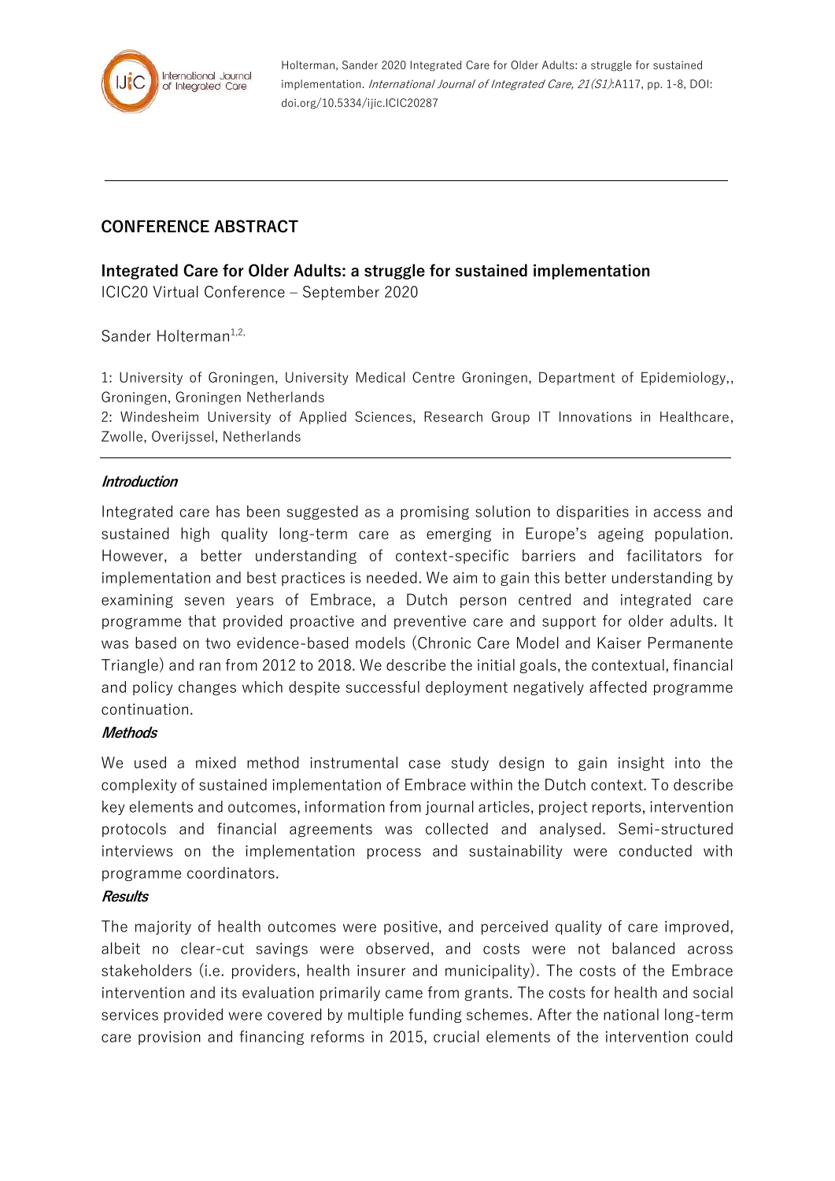Holterman, Sander 2020 Integrated Care for Older Adults: a struggle for sustained implementation. *International Journal of Integrated Care, 21(S1)*:A117, pp. 1-8, DOI: doi.org/10.5334/ijic.ICIC20287

---

## CONFERENCE ABSTRACT

# Integrated Care for Older Adults: a struggle for sustained implementation

ICIC20 Virtual Conference – September 2020

Sander Holterman[1,2,]

1: University of Groningen, University Medical Centre Groningen, Department of Epidemiology,, Groningen, Groningen Netherlands

2: Windesheim University of Applied Sciences, Research Group IT Innovations in Healthcare, Zwolle, Overijssel, Netherlands

---

### *Introduction*

Integrated care has been suggested as a promising solution to disparities in access and sustained high quality long-term care as emerging in Europe's ageing population. However, a better understanding of context-specific barriers and facilitators for implementation and best practices is needed. We aim to gain this better understanding by examining seven years of Embrace, a Dutch person centred and integrated care programme that provided proactive and preventive care and support for older adults. It was based on two evidence-based models (Chronic Care Model and Kaiser Permanente Triangle) and ran from 2012 to 2018. We describe the initial goals, the contextual, financial and policy changes which despite successful deployment negatively affected programme continuation.

### *Methods*

We used a mixed method instrumental case study design to gain insight into the complexity of sustained implementation of Embrace within the Dutch context. To describe key elements and outcomes, information from journal articles, project reports, intervention protocols and financial agreements was collected and analysed. Semi-structured interviews on the implementation process and sustainability were conducted with programme coordinators.

### *Results*

The majority of health outcomes were positive, and perceived quality of care improved, albeit no clear-cut savings were observed, and costs were not balanced across stakeholders (i.e. providers, health insurer and municipality). The costs of the Embrace intervention and its evaluation primarily came from grants. The costs for health and social services provided were covered by multiple funding schemes. After the national long-term care provision and financing reforms in 2015, crucial elements of the intervention could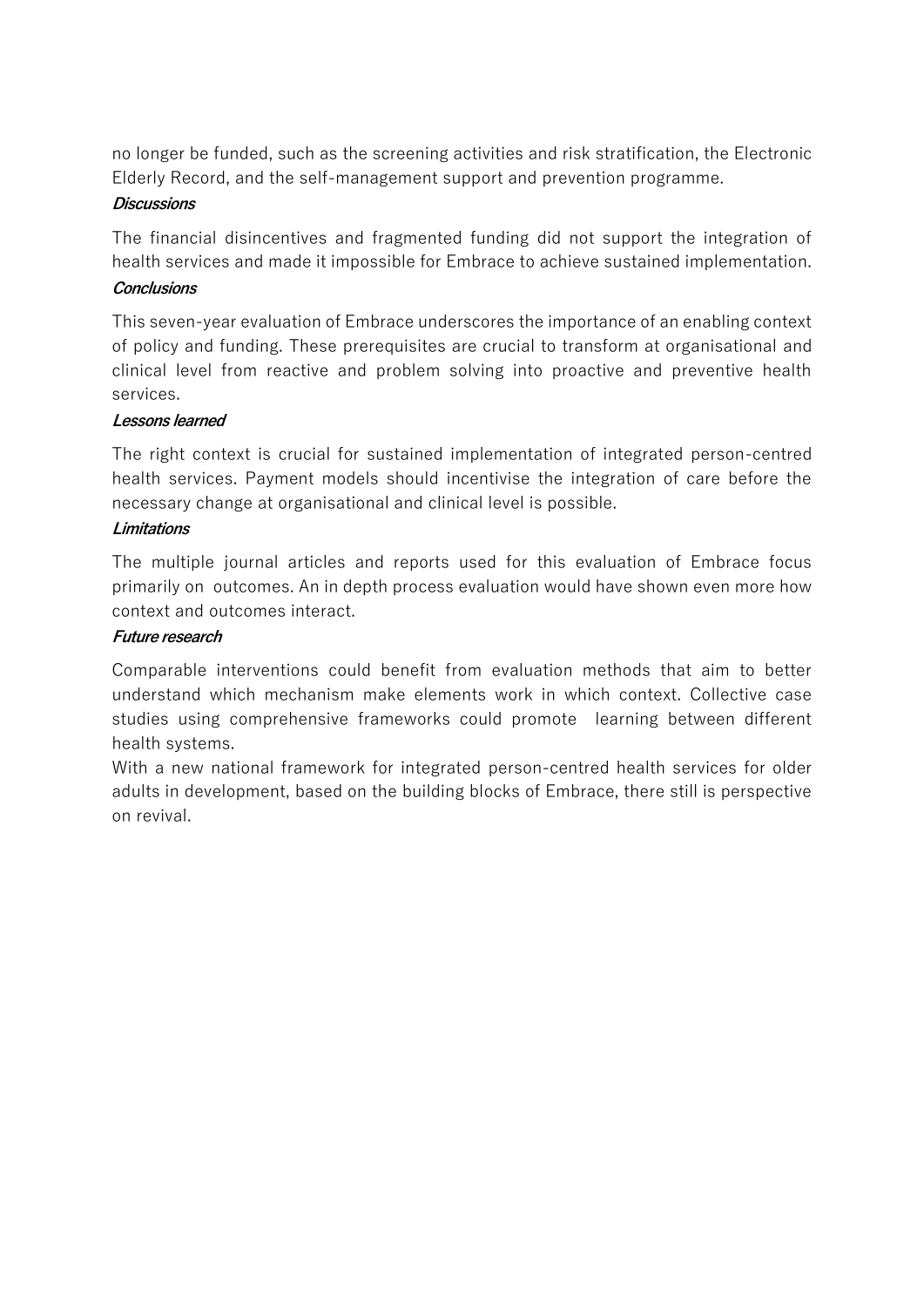no longer be funded, such as the screening activities and risk stratification, the Electronic Elderly Record, and the self-management support and prevention programme.

***Discussions***

The financial disincentives and fragmented funding did not support the integration of health services and made it impossible for Embrace to achieve sustained implementation.

***Conclusions***

This seven-year evaluation of Embrace underscores the importance of an enabling context of policy and funding. These prerequisites are crucial to transform at organisational and clinical level from reactive and problem solving into proactive and preventive health services.

***Lessons learned***

The right context is crucial for sustained implementation of integrated person-centred health services. Payment models should incentivise the integration of care before the necessary change at organisational and clinical level is possible.

***Limitations***

The multiple journal articles and reports used for this evaluation of Embrace focus primarily on outcomes. An in depth process evaluation would have shown even more how context and outcomes interact.

***Future research***

Comparable interventions could benefit from evaluation methods that aim to better understand which mechanism make elements work in which context. Collective case studies using comprehensive frameworks could promote learning between different health systems.

With a new national framework for integrated person-centred health services for older adults in development, based on the building blocks of Embrace, there still is perspective on revival.